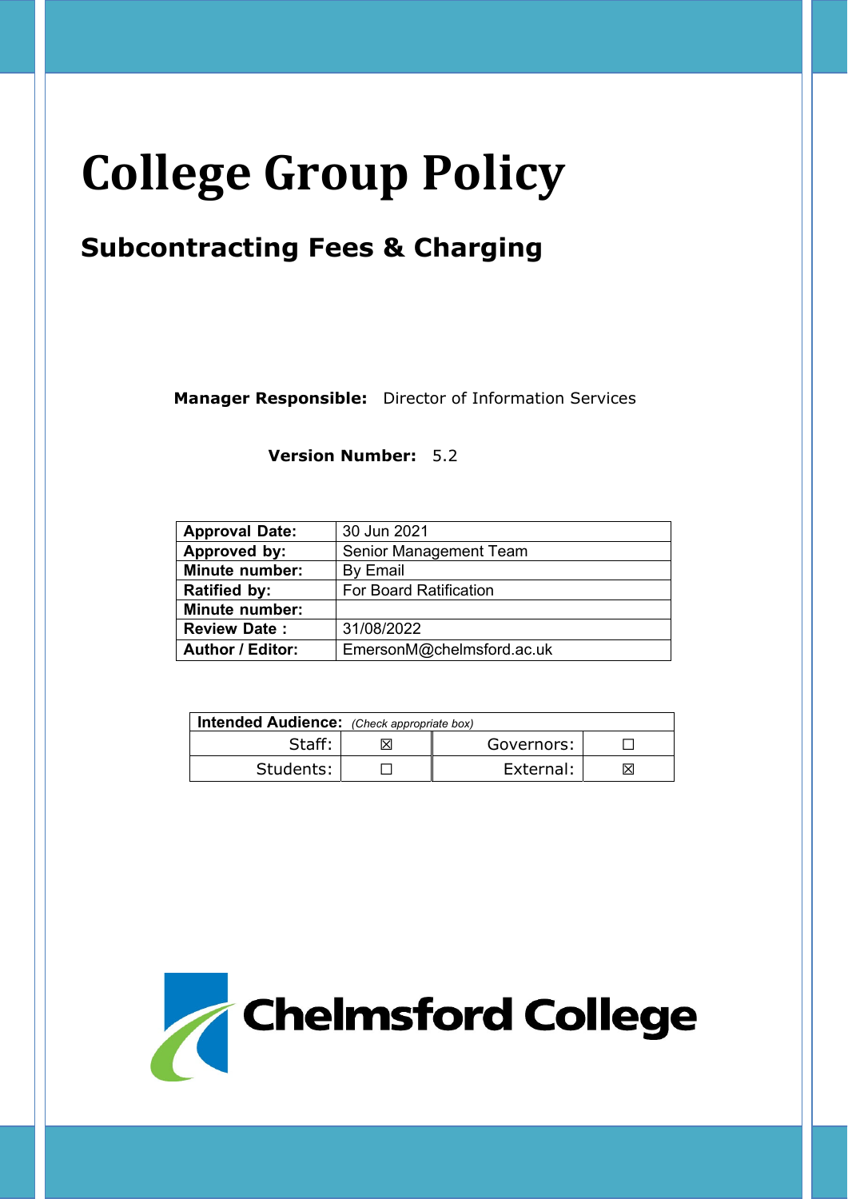# College Group Policy

## Subcontracting Fees & Charging

**Manager Responsible:** Director of Information Services

**Version Number:** 5.2

| | |
|---|---|
| **Approval Date:** | 30 Jun 2021 |
| **Approved by:** | Senior Management Team |
| **Minute number:** | By Email |
| **Ratified by:** | For Board Ratification |
| **Minute number:** | |
| **Review Date :** | 31/08/2022 |
| **Author / Editor:** | EmersonM@chelmsford.ac.uk |

| **Intended Audience:** *(Check appropriate box)* | | | |
|---|---|---|---|
| Staff: | ☒ | Governors: | ☐ |
| Students: | ☐ | External: | ☒ |

Chelmsford College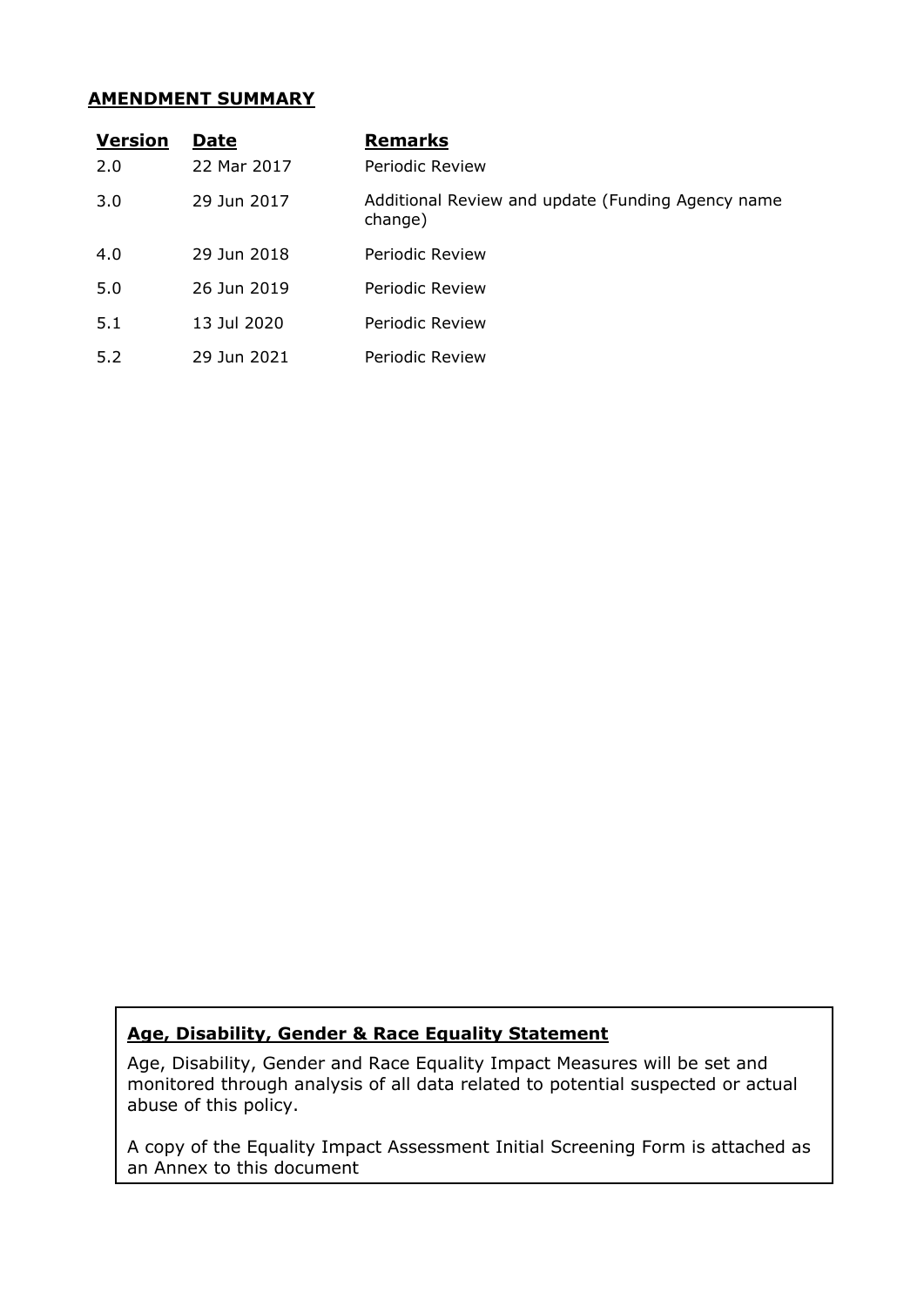**AMENDMENT SUMMARY**

| Version | Date | Remarks |
|---|---|---|
| 2.0 | 22 Mar 2017 | Periodic Review |
| 3.0 | 29 Jun 2017 | Additional Review and update (Funding Agency name change) |
| 4.0 | 29 Jun 2018 | Periodic Review |
| 5.0 | 26 Jun 2019 | Periodic Review |
| 5.1 | 13 Jul 2020 | Periodic Review |
| 5.2 | 29 Jun 2021 | Periodic Review |

**Age, Disability, Gender & Race Equality Statement**

Age, Disability, Gender and Race Equality Impact Measures will be set and monitored through analysis of all data related to potential suspected or actual abuse of this policy.

A copy of the Equality Impact Assessment Initial Screening Form is attached as an Annex to this document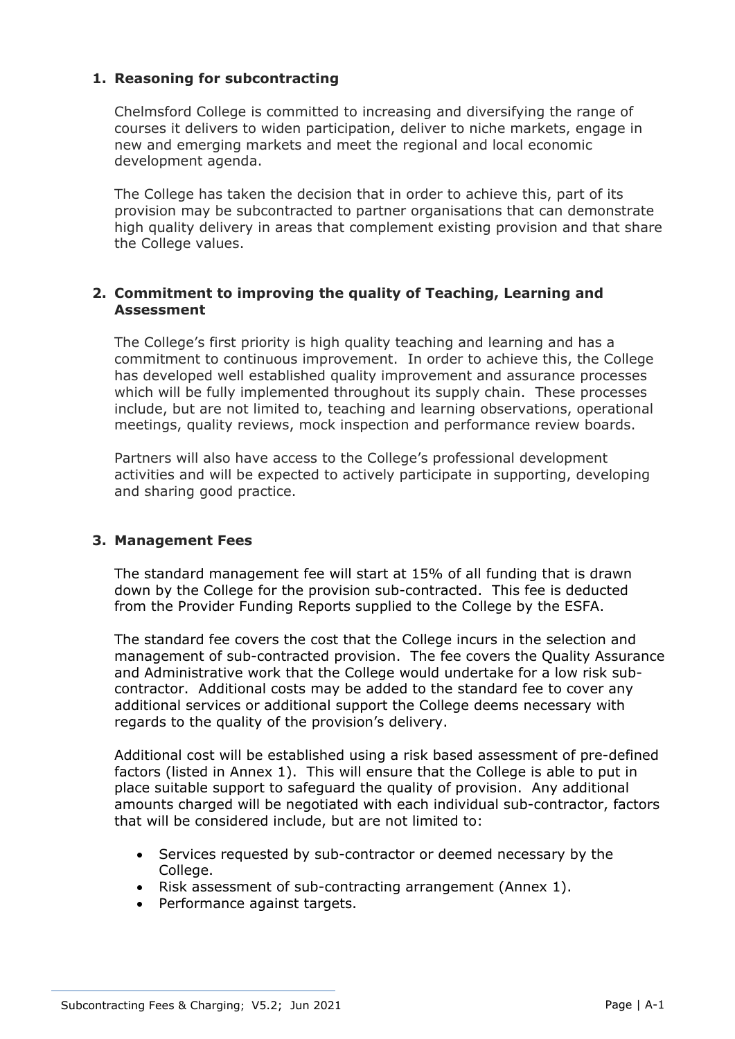## 1. Reasoning for subcontracting

Chelmsford College is committed to increasing and diversifying the range of courses it delivers to widen participation, deliver to niche markets, engage in new and emerging markets and meet the regional and local economic development agenda.

The College has taken the decision that in order to achieve this, part of its provision may be subcontracted to partner organisations that can demonstrate high quality delivery in areas that complement existing provision and that share the College values.

## 2. Commitment to improving the quality of Teaching, Learning and Assessment

The College's first priority is high quality teaching and learning and has a commitment to continuous improvement. In order to achieve this, the College has developed well established quality improvement and assurance processes which will be fully implemented throughout its supply chain. These processes include, but are not limited to, teaching and learning observations, operational meetings, quality reviews, mock inspection and performance review boards.

Partners will also have access to the College's professional development activities and will be expected to actively participate in supporting, developing and sharing good practice.

## 3. Management Fees

The standard management fee will start at 15% of all funding that is drawn down by the College for the provision sub-contracted. This fee is deducted from the Provider Funding Reports supplied to the College by the ESFA.

The standard fee covers the cost that the College incurs in the selection and management of sub-contracted provision. The fee covers the Quality Assurance and Administrative work that the College would undertake for a low risk sub-contractor. Additional costs may be added to the standard fee to cover any additional services or additional support the College deems necessary with regards to the quality of the provision's delivery.

Additional cost will be established using a risk based assessment of pre-defined factors (listed in Annex 1). This will ensure that the College is able to put in place suitable support to safeguard the quality of provision. Any additional amounts charged will be negotiated with each individual sub-contractor, factors that will be considered include, but are not limited to:

- Services requested by sub-contractor or deemed necessary by the College.
- Risk assessment of sub-contracting arrangement (Annex 1).
- Performance against targets.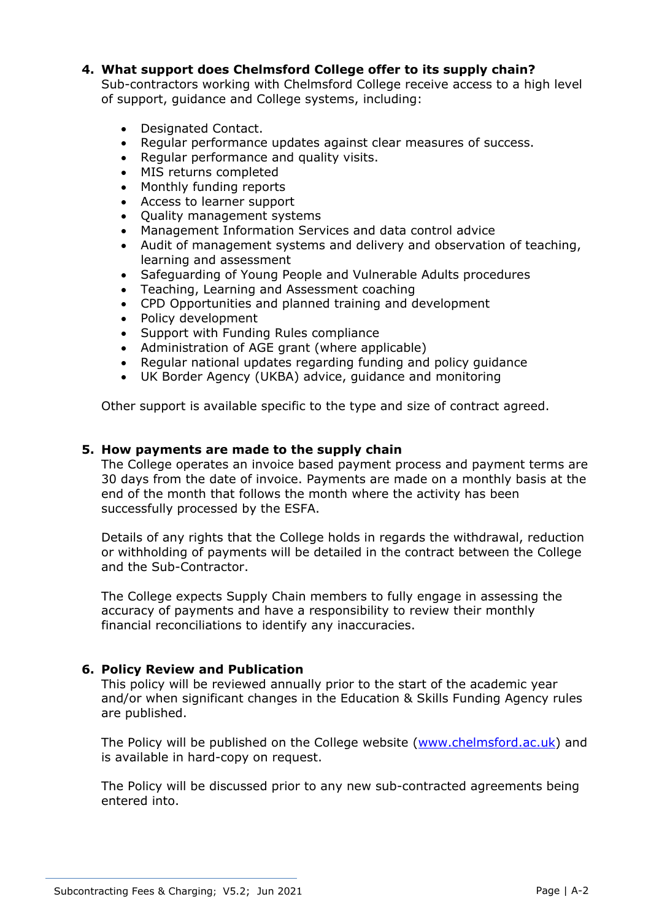## 4. What support does Chelmsford College offer to its supply chain?

Sub-contractors working with Chelmsford College receive access to a high level of support, guidance and College systems, including:

- Designated Contact.
- Regular performance updates against clear measures of success.
- Regular performance and quality visits.
- MIS returns completed
- Monthly funding reports
- Access to learner support
- Quality management systems
- Management Information Services and data control advice
- Audit of management systems and delivery and observation of teaching, learning and assessment
- Safeguarding of Young People and Vulnerable Adults procedures
- Teaching, Learning and Assessment coaching
- CPD Opportunities and planned training and development
- Policy development
- Support with Funding Rules compliance
- Administration of AGE grant (where applicable)
- Regular national updates regarding funding and policy guidance
- UK Border Agency (UKBA) advice, guidance and monitoring

Other support is available specific to the type and size of contract agreed.

## 5. How payments are made to the supply chain

The College operates an invoice based payment process and payment terms are 30 days from the date of invoice. Payments are made on a monthly basis at the end of the month that follows the month where the activity has been successfully processed by the ESFA.

Details of any rights that the College holds in regards the withdrawal, reduction or withholding of payments will be detailed in the contract between the College and the Sub-Contractor.

The College expects Supply Chain members to fully engage in assessing the accuracy of payments and have a responsibility to review their monthly financial reconciliations to identify any inaccuracies.

## 6. Policy Review and Publication

This policy will be reviewed annually prior to the start of the academic year and/or when significant changes in the Education & Skills Funding Agency rules are published.

The Policy will be published on the College website ([www.chelmsford.ac.uk](http://www.chelmsford.ac.uk)) and is available in hard-copy on request.

The Policy will be discussed prior to any new sub-contracted agreements being entered into.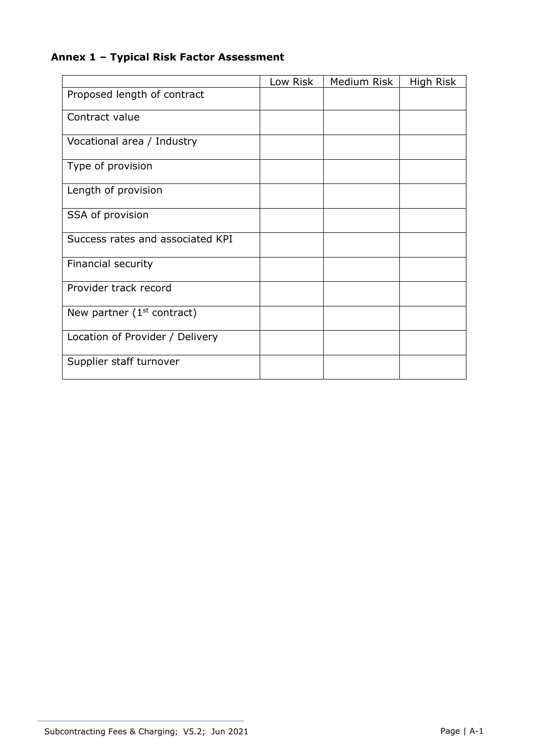### Annex 1 – Typical Risk Factor Assessment

| | Low Risk | Medium Risk | High Risk |
|---|---|---|---|
| Proposed length of contract | | | |
| Contract value | | | |
| Vocational area / Industry | | | |
| Type of provision | | | |
| Length of provision | | | |
| SSA of provision | | | |
| Success rates and associated KPI | | | |
| Financial security | | | |
| Provider track record | | | |
| New partner (1st contract) | | | |
| Location of Provider / Delivery | | | |
| Supplier staff turnover | | | |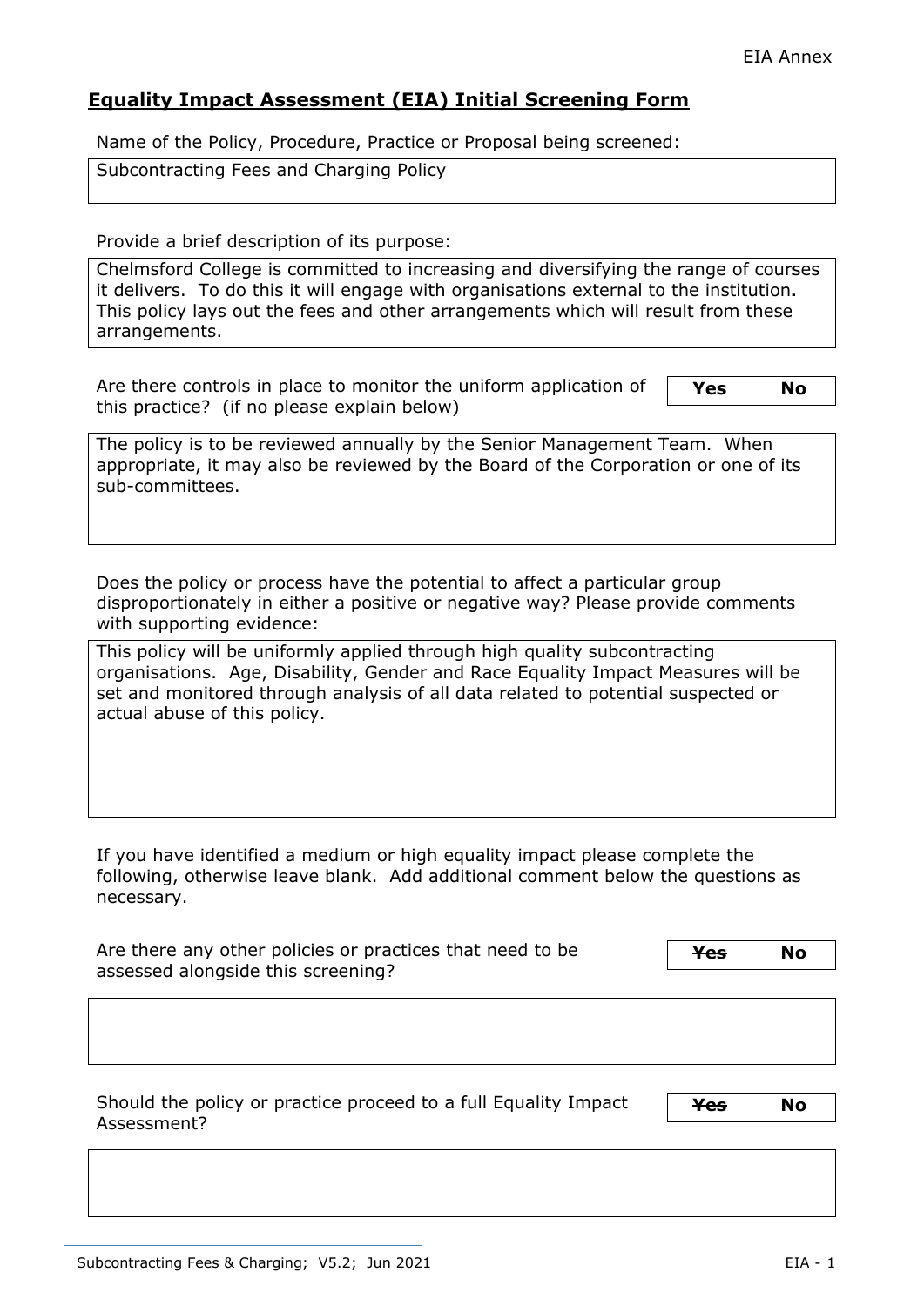# Equality Impact Assessment (EIA) Initial Screening Form

Name of the Policy, Procedure, Practice or Proposal being screened:

| |
|---|
| Subcontracting Fees and Charging Policy |

Provide a brief description of its purpose:

| |
|---|
| Chelmsford College is committed to increasing and diversifying the range of courses it delivers. To do this it will engage with organisations external to the institution. This policy lays out the fees and other arrangements which will result from these arrangements. |

Are there controls in place to monitor the uniform application of this practice? (if no please explain below)

| | |
|---|---|
| **Yes** | **No** |

| |
|---|
| The policy is to be reviewed annually by the Senior Management Team. When appropriate, it may also be reviewed by the Board of the Corporation or one of its sub-committees. |

Does the policy or process have the potential to affect a particular group disproportionately in either a positive or negative way? Please provide comments with supporting evidence:

| |
|---|
| This policy will be uniformly applied through high quality subcontracting organisations. Age, Disability, Gender and Race Equality Impact Measures will be set and monitored through analysis of all data related to potential suspected or actual abuse of this policy. |

If you have identified a medium or high equality impact please complete the following, otherwise leave blank. Add additional comment below the questions as necessary.

Are there any other policies or practices that need to be assessed alongside this screening?

| | |
|---|---|
| ~~**Yes**~~ | **No** |

| |
|---|
| |

Should the policy or practice proceed to a full Equality Impact Assessment?

| | |
|---|---|
| ~~**Yes**~~ | **No** |

| |
|---|
| |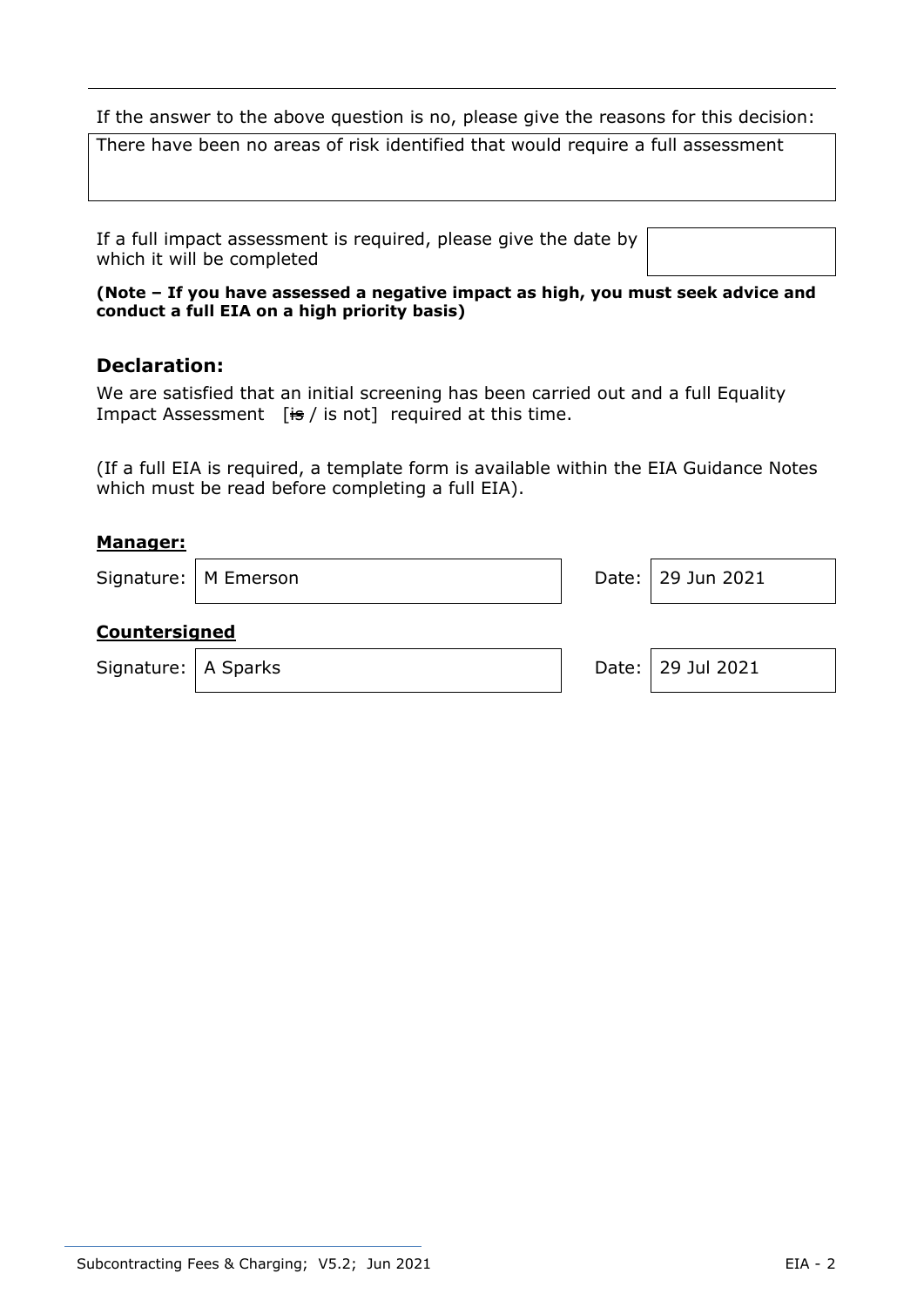If the answer to the above question is no, please give the reasons for this decision:

There have been no areas of risk identified that would require a full assessment

If a full impact assessment is required, please give the date by which it will be completed

**(Note – If you have assessed a negative impact as high, you must seek advice and conduct a full EIA on a high priority basis)**

## Declaration:

We are satisfied that an initial screening has been carried out and a full Equality Impact Assessment [~~is~~ / is not] required at this time.

(If a full EIA is required, a template form is available within the EIA Guidance Notes which must be read before completing a full EIA).

**Manager:**

| | | | |
|---|---|---|---|
| Signature: | M Emerson | Date: | 29 Jun 2021 |

**Countersigned**

| | | | |
|---|---|---|---|
| Signature: | A Sparks | Date: | 29 Jul 2021 |